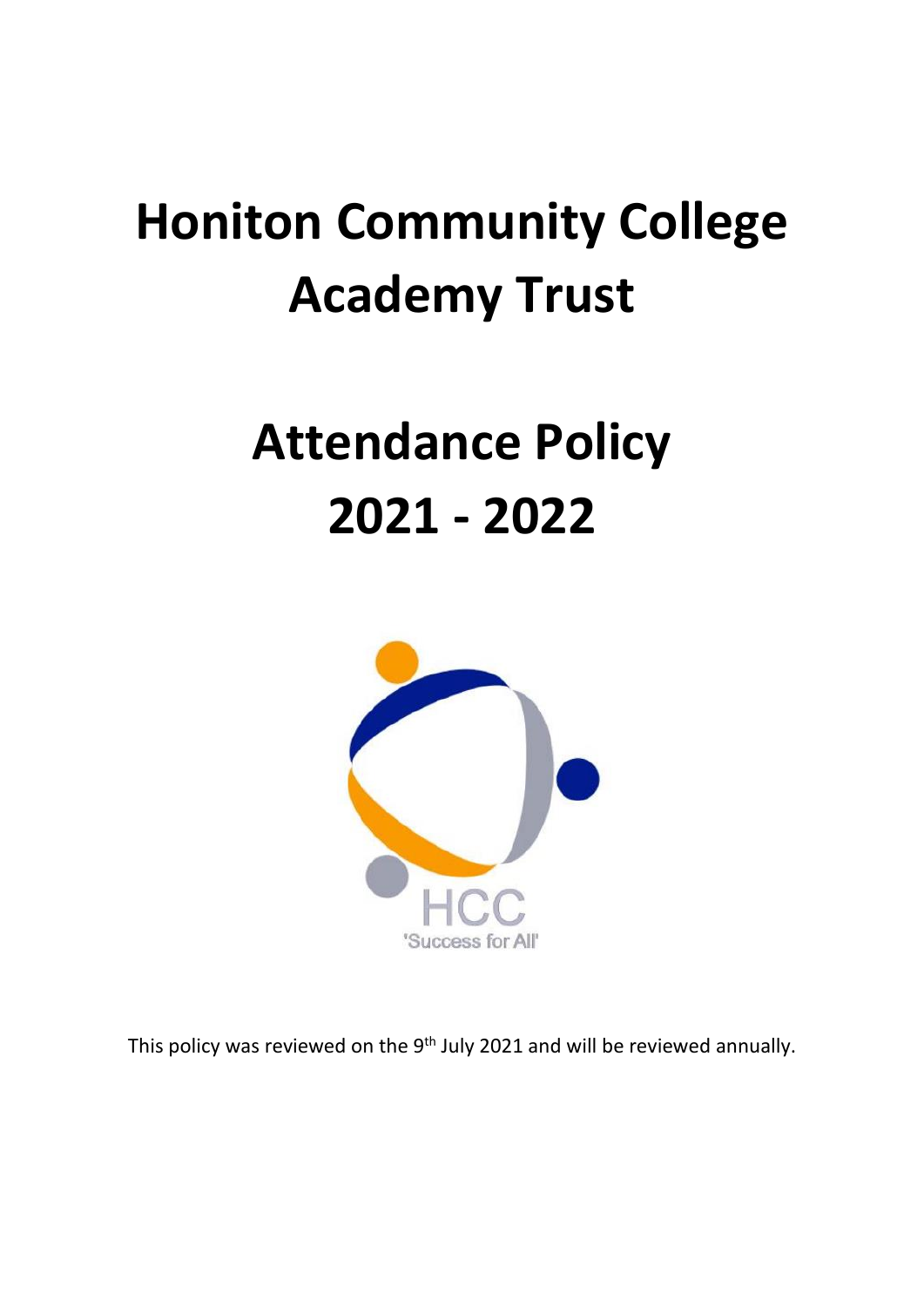# Honiton Community College Academy Trust

# Attendance Policy 2021 - 2022

HCC
'Success for All'

This policy was reviewed on the 9th July 2021 and will be reviewed annually.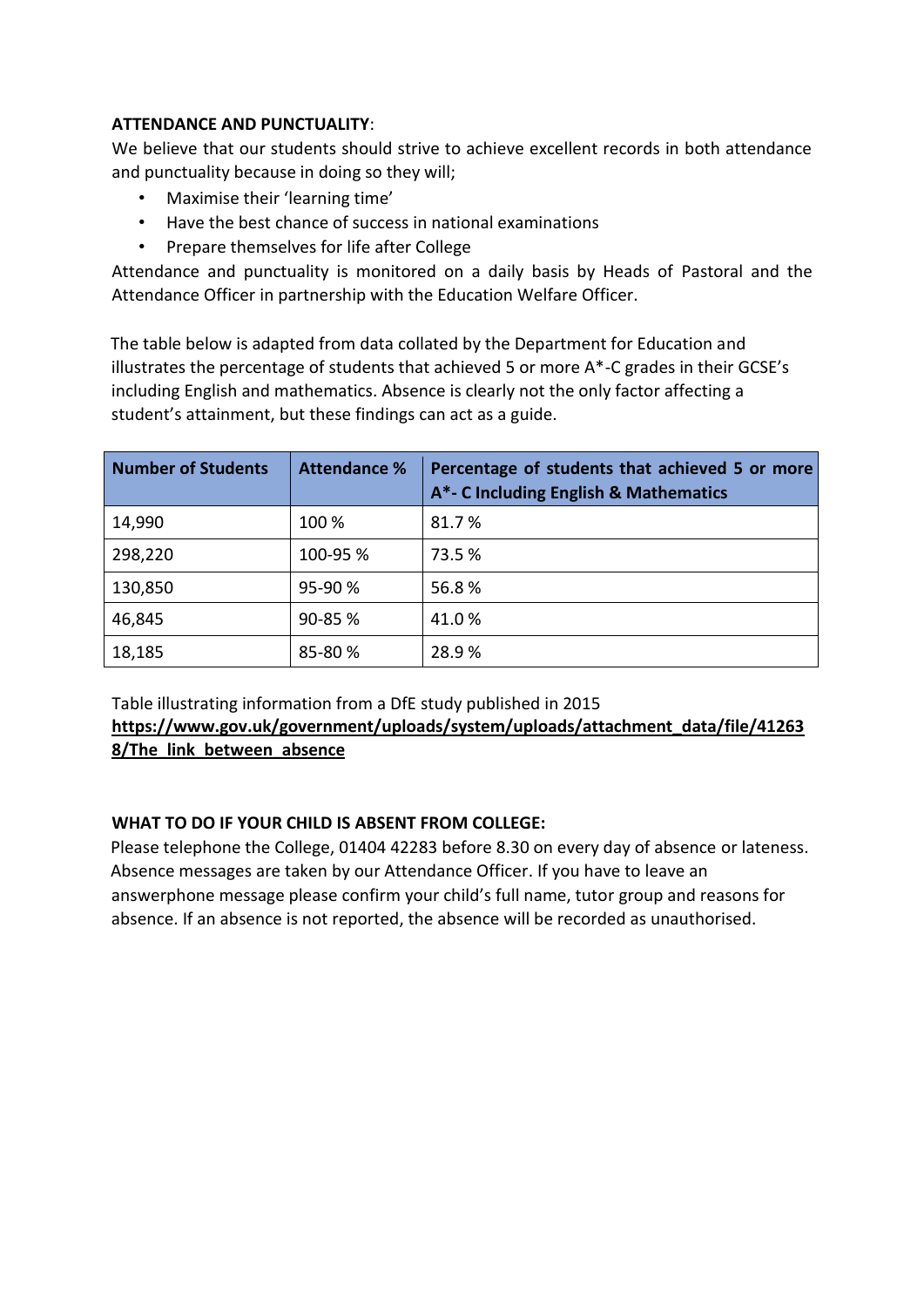**ATTENDANCE AND PUNCTUALITY**:

We believe that our students should strive to achieve excellent records in both attendance and punctuality because in doing so they will;

- Maximise their 'learning time'
- Have the best chance of success in national examinations
- Prepare themselves for life after College

Attendance and punctuality is monitored on a daily basis by Heads of Pastoral and the Attendance Officer in partnership with the Education Welfare Officer.

The table below is adapted from data collated by the Department for Education and illustrates the percentage of students that achieved 5 or more A*-C grades in their GCSE's including English and mathematics. Absence is clearly not the only factor affecting a student's attainment, but these findings can act as a guide.

| Number of Students | Attendance % | Percentage of students that achieved 5 or more A*- C Including English & Mathematics |
|---|---|---|
| 14,990 | 100 % | 81.7 % |
| 298,220 | 100-95 % | 73.5 % |
| 130,850 | 95-90 % | 56.8 % |
| 46,845 | 90-85 % | 41.0 % |
| 18,185 | 85-80 % | 28.9 % |

Table illustrating information from a DfE study published in 2015
**https://www.gov.uk/government/uploads/system/uploads/attachment_data/file/412638/The_link_between_absence**

**WHAT TO DO IF YOUR CHILD IS ABSENT FROM COLLEGE:**

Please telephone the College, 01404 42283 before 8.30 on every day of absence or lateness. Absence messages are taken by our Attendance Officer. If you have to leave an answerphone message please confirm your child's full name, tutor group and reasons for absence. If an absence is not reported, the absence will be recorded as unauthorised.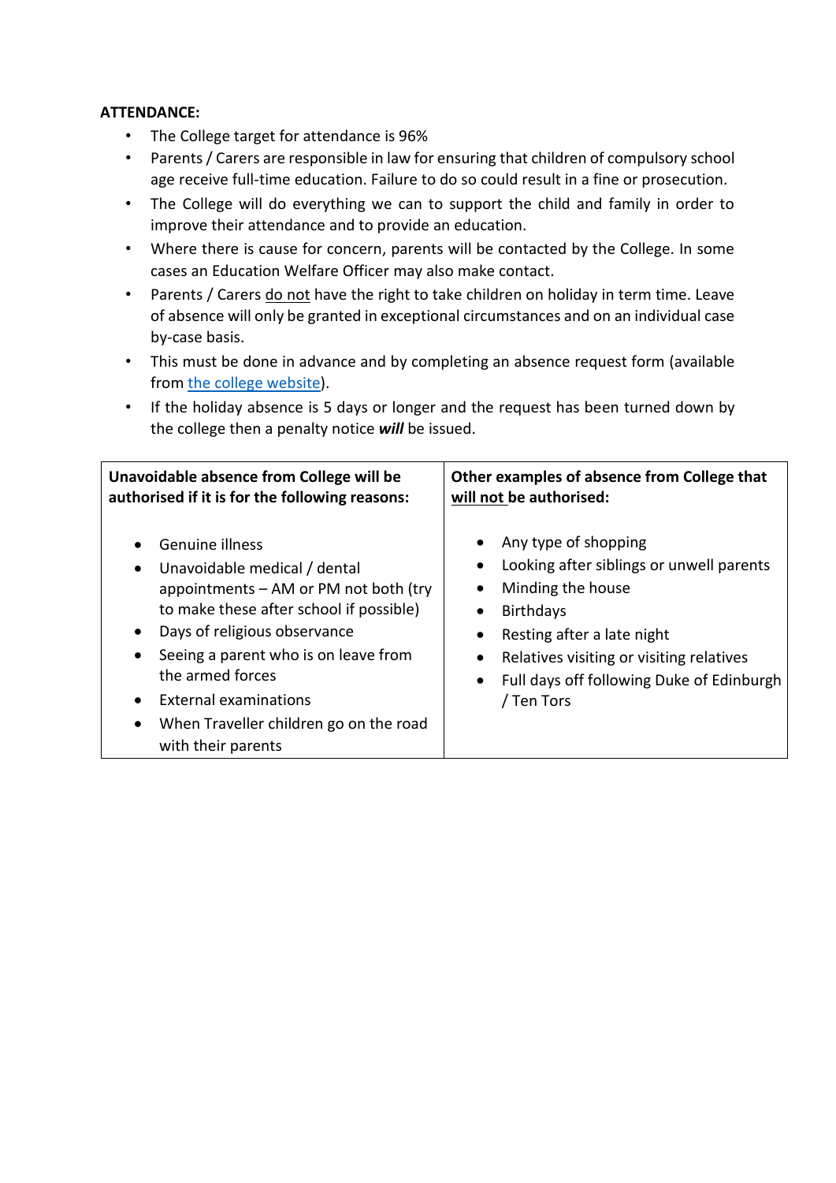**ATTENDANCE:**

- The College target for attendance is 96%
- Parents / Carers are responsible in law for ensuring that children of compulsory school age receive full-time education. Failure to do so could result in a fine or prosecution.
- The College will do everything we can to support the child and family in order to improve their attendance and to provide an education.
- Where there is cause for concern, parents will be contacted by the College. In some cases an Education Welfare Officer may also make contact.
- Parents / Carers do not have the right to take children on holiday in term time. Leave of absence will only be granted in exceptional circumstances and on an individual case by-case basis.
- This must be done in advance and by completing an absence request form (available from the college website).
- If the holiday absence is 5 days or longer and the request has been turned down by the college then a penalty notice ***will*** be issued.

| **Unavoidable absence from College will be authorised if it is for the following reasons:** | **Other examples of absence from College that will not be authorised:** |
|---|---|
| • Genuine illness<br>• Unavoidable medical / dental appointments – AM or PM not both (try to make these after school if possible)<br>• Days of religious observance<br>• Seeing a parent who is on leave from the armed forces<br>• External examinations<br>• When Traveller children go on the road with their parents | • Any type of shopping<br>• Looking after siblings or unwell parents<br>• Minding the house<br>• Birthdays<br>• Resting after a late night<br>• Relatives visiting or visiting relatives<br>• Full days off following Duke of Edinburgh / Ten Tors |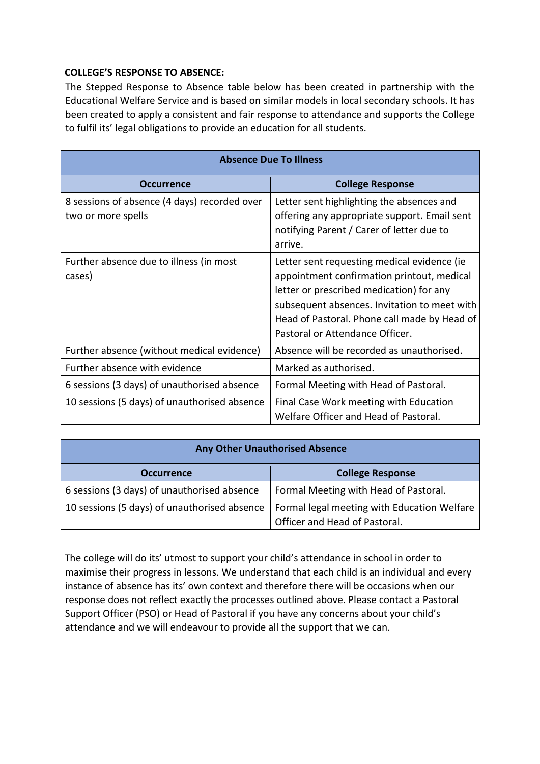**COLLEGE'S RESPONSE TO ABSENCE:**

The Stepped Response to Absence table below has been created in partnership with the Educational Welfare Service and is based on similar models in local secondary schools. It has been created to apply a consistent and fair response to attendance and supports the College to fulfil its' legal obligations to provide an education for all students.

| **Absence Due To Illness** | |
|---|---|
| **Occurrence** | **College Response** |
| 8 sessions of absence (4 days) recorded over two or more spells | Letter sent highlighting the absences and offering any appropriate support. Email sent notifying Parent / Carer of letter due to arrive. |
| Further absence due to illness (in most cases) | Letter sent requesting medical evidence (ie appointment confirmation printout, medical letter or prescribed medication) for any subsequent absences. Invitation to meet with Head of Pastoral. Phone call made by Head of Pastoral or Attendance Officer. |
| Further absence (without medical evidence) | Absence will be recorded as unauthorised. |
| Further absence with evidence | Marked as authorised. |
| 6 sessions (3 days) of unauthorised absence | Formal Meeting with Head of Pastoral. |
| 10 sessions (5 days) of unauthorised absence | Final Case Work meeting with Education Welfare Officer and Head of Pastoral. |

| **Any Other Unauthorised Absence** | |
|---|---|
| **Occurrence** | **College Response** |
| 6 sessions (3 days) of unauthorised absence | Formal Meeting with Head of Pastoral. |
| 10 sessions (5 days) of unauthorised absence | Formal legal meeting with Education Welfare Officer and Head of Pastoral. |

The college will do its' utmost to support your child's attendance in school in order to maximise their progress in lessons. We understand that each child is an individual and every instance of absence has its' own context and therefore there will be occasions when our response does not reflect exactly the processes outlined above. Please contact a Pastoral Support Officer (PSO) or Head of Pastoral if you have any concerns about your child's attendance and we will endeavour to provide all the support that we can.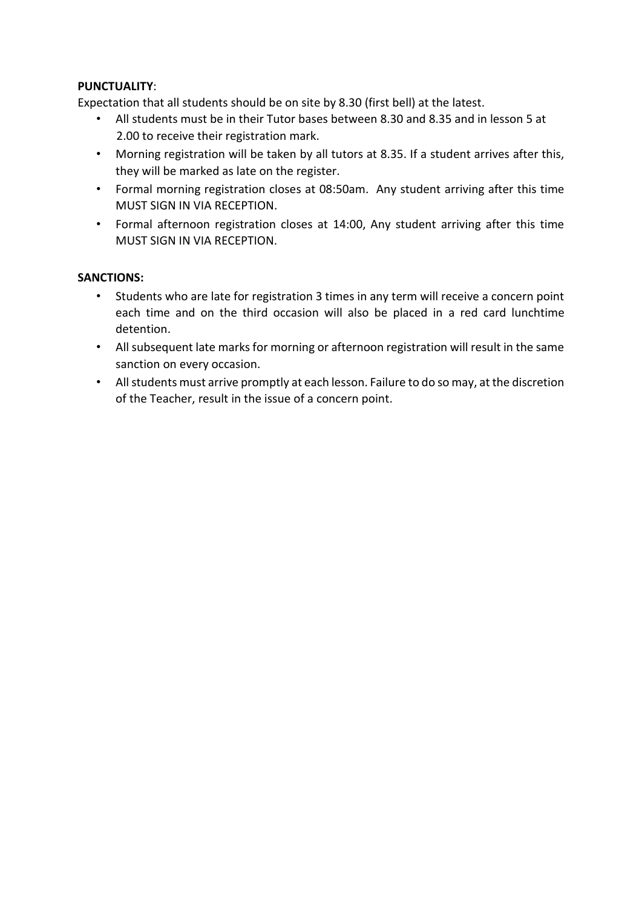**PUNCTUALITY**:

Expectation that all students should be on site by 8.30 (first bell) at the latest.

- All students must be in their Tutor bases between 8.30 and 8.35 and in lesson 5 at 2.00 to receive their registration mark.
- Morning registration will be taken by all tutors at 8.35. If a student arrives after this, they will be marked as late on the register.
- Formal morning registration closes at 08:50am. Any student arriving after this time MUST SIGN IN VIA RECEPTION.
- Formal afternoon registration closes at 14:00, Any student arriving after this time MUST SIGN IN VIA RECEPTION.

**SANCTIONS:**

- Students who are late for registration 3 times in any term will receive a concern point each time and on the third occasion will also be placed in a red card lunchtime detention.
- All subsequent late marks for morning or afternoon registration will result in the same sanction on every occasion.
- All students must arrive promptly at each lesson. Failure to do so may, at the discretion of the Teacher, result in the issue of a concern point.